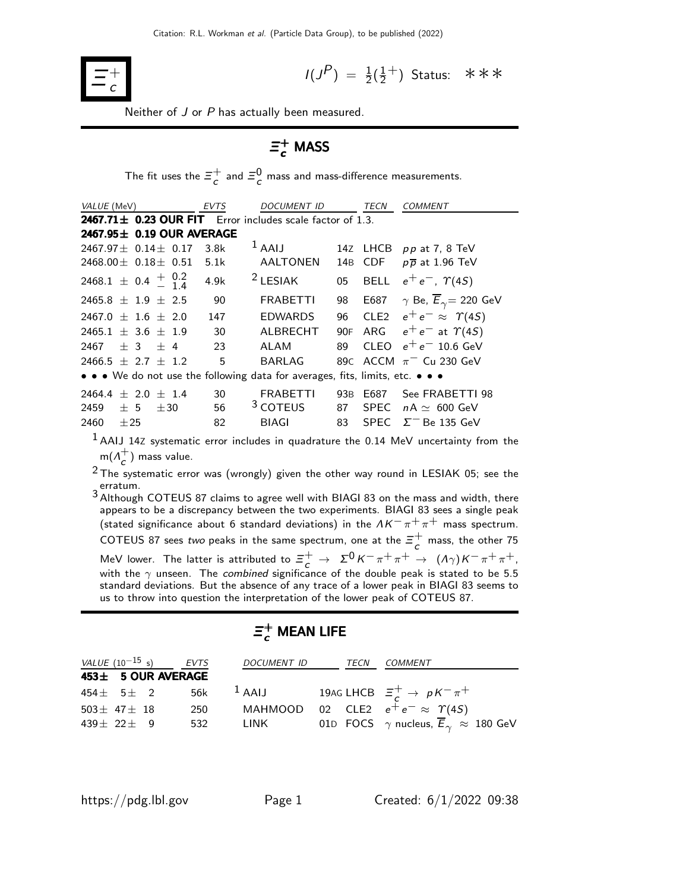# $\Xi_c^+$

$I(J^P) = \frac{1}{2}(\frac{1}{2}^+)$ Status: ∗∗∗

Neither of $J$ or $P$ has actually been measured.

## $\Xi_c^+$ MASS

The fit uses the $\Xi_c^+$ and $\Xi_c^0$ mass and mass-difference measurements.

| VALUE (MeV) | EVTS | DOCUMENT ID | | TECN | COMMENT |
|---|---|---|---|---|---|
| **2467.71± 0.23 OUR FIT** Error includes scale factor of 1.3. | | | | | |
| **2467.95± 0.19 OUR AVERAGE** | | | | | |
| 2467.97± 0.14± 0.17 | 3.8k | [1] AAIJ | 14Z | LHCB | $pp$ at 7, 8 TeV |
| 2468.00± 0.18± 0.51 | 5.1k | AALTONEN | 14B | CDF | $p\overline{p}$ at 1.96 TeV |
| $2468.1 \pm 0.4 \, ^{+\,0.2}_{-\,1.4}$ | 4.9k | [2] LESIAK | 05 | BELL | $e^+e^-$, $\Upsilon(4S)$ |
| 2465.8 ± 1.9 ± 2.5 | 90 | FRABETTI | 98 | E687 | $\gamma$ Be, $\overline{E}_\gamma$= 220 GeV |
| 2467.0 ± 1.6 ± 2.0 | 147 | EDWARDS | 96 | CLE2 | $e^+e^- \approx \Upsilon(4S)$ |
| 2465.1 ± 3.6 ± 1.9 | 30 | ALBRECHT | 90F | ARG | $e^+e^-$ at $\Upsilon(4S)$ |
| 2467 ± 3 ± 4 | 23 | ALAM | 89 | CLEO | $e^+e^-$ 10.6 GeV |
| 2466.5 ± 2.7 ± 1.2 | 5 | BARLAG | 89C | ACCM | $\pi^-$ Cu 230 GeV |
| • • • We do not use the following data for averages, fits, limits, etc. • • • | | | | | |
| 2464.4 ± 2.0 ± 1.4 | 30 | FRABETTI | 93B | E687 | See FRABETTI 98 |
| 2459 ± 5 ±30 | 56 | [3] COTEUS | 87 | SPEC | $nA \simeq$ 600 GeV |
| 2460 ±25 | 82 | BIAGI | 83 | SPEC | $\Sigma^-$ Be 135 GeV |

[1] AAIJ 14Z systematic error includes in quadrature the 0.14 MeV uncertainty from the m($\Lambda_c^+$) mass value.

[2] The systematic error was (wrongly) given the other way round in LESIAK 05; see the erratum.

[3] Although COTEUS 87 claims to agree well with BIAGI 83 on the mass and width, there appears to be a discrepancy between the two experiments. BIAGI 83 sees a single peak (stated significance about 6 standard deviations) in the $\Lambda K^-\pi^+\pi^+$ mass spectrum. COTEUS 87 sees *two* peaks in the same spectrum, one at the $\Xi_c^+$ mass, the other 75 MeV lower. The latter is attributed to $\Xi_c^+ \rightarrow \Sigma^0 K^-\pi^+\pi^+ \rightarrow (\Lambda\gamma)K^-\pi^+\pi^+$, with the $\gamma$ unseen. The *combined* significance of the double peak is stated to be 5.5 standard deviations. But the absence of any trace of a lower peak in BIAGI 83 seems to us to throw into question the interpretation of the lower peak of COTEUS 87.

## $\Xi_c^+$ MEAN LIFE

| VALUE ($10^{-15}$ s) | EVTS | DOCUMENT ID | | TECN | COMMENT |
|---|---|---|---|---|---|
| **453± 5 OUR AVERAGE** | | | | | |
| 454± 5± 2 | 56k | [1] AAIJ | 19AG | LHCB | $\Xi_c^+ \rightarrow pK^-\pi^+$ |
| 503± 47± 18 | 250 | MAHMOOD | 02 | CLE2 | $e^+e^- \approx \Upsilon(4S)$ |
| 439± 22± 9 | 532 | LINK | 01D | FOCS | $\gamma$ nucleus, $\overline{E}_\gamma \approx$ 180 GeV |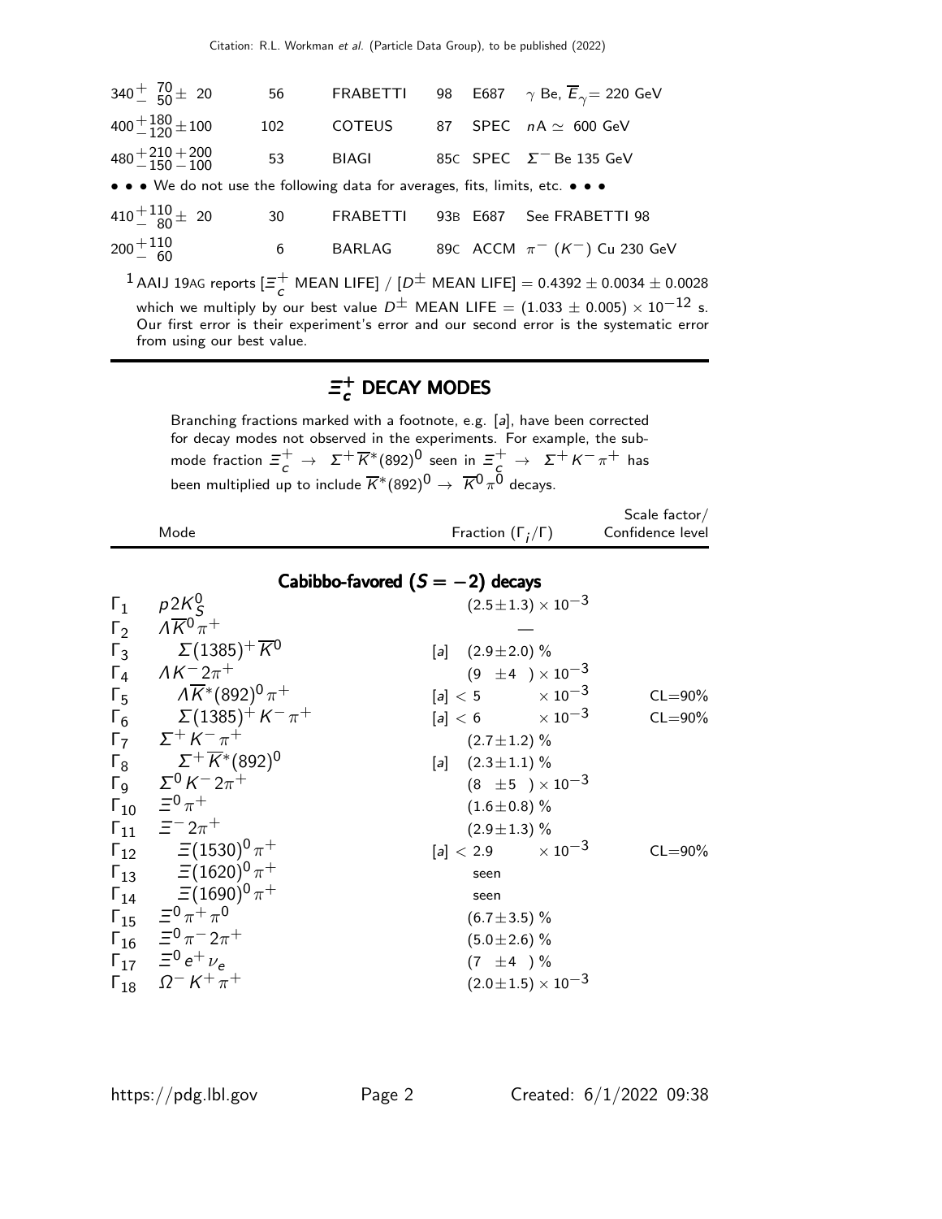| | | | | | |
|---|---|---|---|---|---|
| $340^{+\ 70}_{-\ 50} \pm\ 20$ | 56 | FRABETTI | 98 | E687 | $\gamma$ Be, $\overline{E}_{\gamma}$= 220 GeV |
| $400^{+180}_{-120} \pm 100$ | 102 | COTEUS | 87 | SPEC | $n$A $\simeq$ 600 GeV |
| $480^{+210}_{-150}{}^{+200}_{-100}$ | 53 | BIAGI | 85C | SPEC | $\Sigma^-$ Be 135 GeV |
| • • • We do not use the following data for averages, fits, limits, etc. • • • | | | | | |
| $410^{+110}_{-\ 80} \pm\ 20$ | 30 | FRABETTI | 93B | E687 | See FRABETTI 98 |
| $200^{+110}_{-\ 60}$ | 6 | BARLAG | 89C | ACCM | $\pi^-$ ($K^-$) Cu 230 GeV |

[1] AAIJ 19AG reports [$\Xi_c^+$ MEAN LIFE] / [$D^{\pm}$ MEAN LIFE] = 0.4392 ± 0.0034 ± 0.0028 which we multiply by our best value $D^{\pm}$ MEAN LIFE = (1.033 ± 0.005) × $10^{-12}$ s. Our first error is their experiment's error and our second error is the systematic error from using our best value.

## $\Xi_c^+$ DECAY MODES

Branching fractions marked with a footnote, e.g. [a], have been corrected for decay modes not observed in the experiments. For example, the submode fraction $\Xi_c^+ \rightarrow \Sigma^+ \overline{K}^*(892)^0$ seen in $\Xi_c^+ \rightarrow \Sigma^+ K^- \pi^+$ has been multiplied up to include $\overline{K}^*(892)^0 \rightarrow \overline{K}^0 \pi^0$ decays.

| | Mode | Fraction ($\Gamma_i/\Gamma$) | Scale factor/ Confidence level |
|---|---|---|---|
| | **Cabibbo-favored ($S = -2$) decays** | | |
| $\Gamma_1$ | $p 2K_S^0$ | $(2.5 \pm 1.3) \times 10^{-3}$ | |
| $\Gamma_2$ | $\Lambda \overline{K}^0 \pi^+$ | — | |
| $\Gamma_3$ | $\Sigma(1385)^+ \overline{K}^0$ | [a] $(2.9 \pm 2.0)$ % | |
| $\Gamma_4$ | $\Lambda K^- 2\pi^+$ | $(9 \pm 4) \times 10^{-3}$ | |
| $\Gamma_5$ | $\Lambda \overline{K}^*(892)^0 \pi^+$ | [a] $< 5 \times 10^{-3}$ | CL=90% |
| $\Gamma_6$ | $\Sigma(1385)^+ K^- \pi^+$ | [a] $< 6 \times 10^{-3}$ | CL=90% |
| $\Gamma_7$ | $\Sigma^+ K^- \pi^+$ | $(2.7 \pm 1.2)$ % | |
| $\Gamma_8$ | $\Sigma^+ \overline{K}^*(892)^0$ | [a] $(2.3 \pm 1.1)$ % | |
| $\Gamma_9$ | $\Sigma^0 K^- 2\pi^+$ | $(8 \pm 5) \times 10^{-3}$ | |
| $\Gamma_{10}$ | $\Xi^0 \pi^+$ | $(1.6 \pm 0.8)$ % | |
| $\Gamma_{11}$ | $\Xi^- 2\pi^+$ | $(2.9 \pm 1.3)$ % | |
| $\Gamma_{12}$ | $\Xi(1530)^0 \pi^+$ | [a] $< 2.9 \times 10^{-3}$ | CL=90% |
| $\Gamma_{13}$ | $\Xi(1620)^0 \pi^+$ | seen | |
| $\Gamma_{14}$ | $\Xi(1690)^0 \pi^+$ | seen | |
| $\Gamma_{15}$ | $\Xi^0 \pi^+ \pi^0$ | $(6.7 \pm 3.5)$ % | |
| $\Gamma_{16}$ | $\Xi^0 \pi^- 2\pi^+$ | $(5.0 \pm 2.6)$ % | |
| $\Gamma_{17}$ | $\Xi^0 e^+ \nu_e$ | $(7 \pm 4)$ % | |
| $\Gamma_{18}$ | $\Omega^- K^+ \pi^+$ | $(2.0 \pm 1.5) \times 10^{-3}$ | |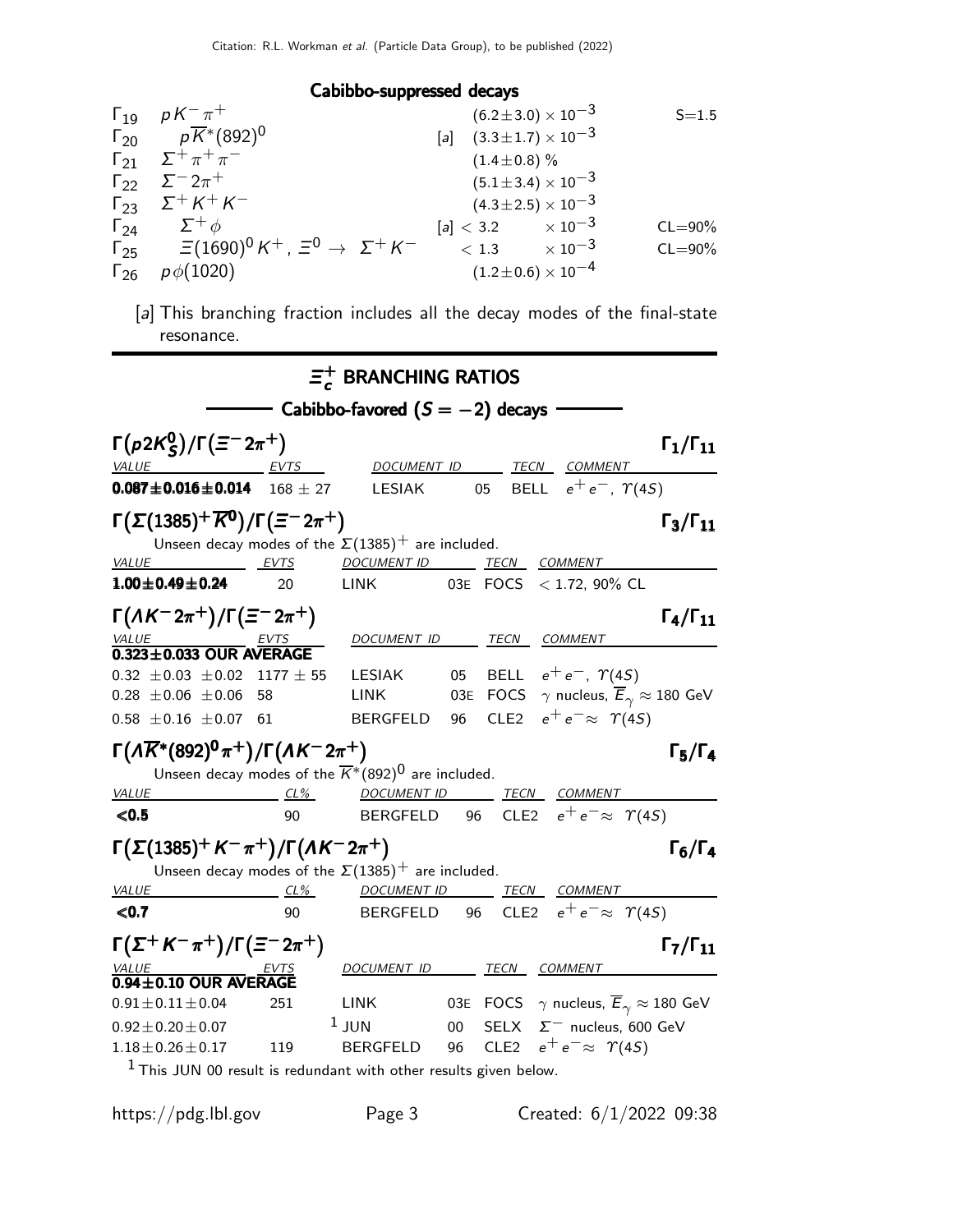### Cabibbo-suppressed decays

| | | | | |
|---|---|---|---|---|
| $\Gamma_{19}$ | $pK^-\pi^+$ | | $(6.2\pm3.0)\times10^{-3}$ | S=1.5 |
| $\Gamma_{20}$ | $p\overline{K}^*(892)^0$ | [a] | $(3.3\pm1.7)\times10^{-3}$ | |
| $\Gamma_{21}$ | $\Sigma^+\pi^+\pi^-$ | | $(1.4\pm0.8)$ % | |
| $\Gamma_{22}$ | $\Sigma^-2\pi^+$ | | $(5.1\pm3.4)\times10^{-3}$ | |
| $\Gamma_{23}$ | $\Sigma^+K^+K^-$ | | $(4.3\pm2.5)\times10^{-3}$ | |
| $\Gamma_{24}$ | $\Sigma^+\phi$ | [a] | $< 3.2 \quad \times10^{-3}$ | CL=90% |
| $\Gamma_{25}$ | $\Xi(1690)^0K^+$, $\Xi^0\to\ \Sigma^+K^-$ | | $< 1.3 \quad \times10^{-3}$ | CL=90% |
| $\Gamma_{26}$ | $p\phi(1020)$ | | $(1.2\pm0.6)\times10^{-4}$ | |

[a] This branching fraction includes all the decay modes of the final-state resonance.

## $\Xi_c^+$ BRANCHING RATIOS

### Cabibbo-favored ($S=-2$) decays

**$\Gamma(p2K_S^0)/\Gamma(\Xi^-2\pi^+)$** $\qquad \Gamma_1/\Gamma_{11}$

| VALUE | EVTS | DOCUMENT ID | | TECN | COMMENT |
|---|---|---|---|---|---|
| **0.087±0.016±0.014** | 168 ± 27 | LESIAK | 05 | BELL | $e^+e^-$, $\Upsilon(4S)$ |

**$\Gamma(\Sigma(1385)^+\overline{K}^0)/\Gamma(\Xi^-2\pi^+)$** $\qquad \Gamma_3/\Gamma_{11}$

Unseen decay modes of the $\Sigma(1385)^+$ are included.

| VALUE | EVTS | DOCUMENT ID | | TECN | COMMENT |
|---|---|---|---|---|---|
| **1.00±0.49±0.24** | 20 | LINK | 03E | FOCS | < 1.72, 90% CL |

**$\Gamma(\Lambda K^-2\pi^+)/\Gamma(\Xi^-2\pi^+)$** $\qquad \Gamma_4/\Gamma_{11}$

| VALUE | EVTS | DOCUMENT ID | | TECN | COMMENT |
|---|---|---|---|---|---|
| **0.323±0.033 OUR AVERAGE** | | | | | |
| 0.32 ±0.03 ±0.02 | 1177 ± 55 | LESIAK | 05 | BELL | $e^+e^-$, $\Upsilon(4S)$ |
| 0.28 ±0.06 ±0.06 | 58 | LINK | 03E | FOCS | $\gamma$ nucleus, $\overline{E}_\gamma\approx$ 180 GeV |
| 0.58 ±0.16 ±0.07 | 61 | BERGFELD | 96 | CLE2 | $e^+e^-\approx\ \Upsilon(4S)$ |

**$\Gamma(\Lambda\overline{K}^*(892)^0\pi^+)/\Gamma(\Lambda K^-2\pi^+)$** $\qquad \Gamma_5/\Gamma_4$

Unseen decay modes of the $\overline{K}^*(892)^0$ are included.

| VALUE | CL% | DOCUMENT ID | | TECN | COMMENT |
|---|---|---|---|---|---|
| **<0.5** | 90 | BERGFELD | 96 | CLE2 | $e^+e^-\approx\ \Upsilon(4S)$ |

**$\Gamma(\Sigma(1385)^+K^-\pi^+)/\Gamma(\Lambda K^-2\pi^+)$** $\qquad \Gamma_6/\Gamma_4$

Unseen decay modes of the $\Sigma(1385)^+$ are included.

| VALUE | CL% | DOCUMENT ID | | TECN | COMMENT |
|---|---|---|---|---|---|
| **<0.7** | 90 | BERGFELD | 96 | CLE2 | $e^+e^-\approx\ \Upsilon(4S)$ |

**$\Gamma(\Sigma^+K^-\pi^+)/\Gamma(\Xi^-2\pi^+)$** $\qquad \Gamma_7/\Gamma_{11}$

| VALUE | EVTS | DOCUMENT ID | | TECN | COMMENT |
|---|---|---|---|---|---|
| **0.94±0.10 OUR AVERAGE** | | | | | |
| 0.91±0.11±0.04 | 251 | LINK | 03E | FOCS | $\gamma$ nucleus, $\overline{E}_\gamma\approx$ 180 GeV |
| 0.92±0.20±0.07 | | JUN [1] | 00 | SELX | $\Sigma^-$ nucleus, 600 GeV |
| 1.18±0.26±0.17 | 119 | BERGFELD | 96 | CLE2 | $e^+e^-\approx\ \Upsilon(4S)$ |

[1] This JUN 00 result is redundant with other results given below.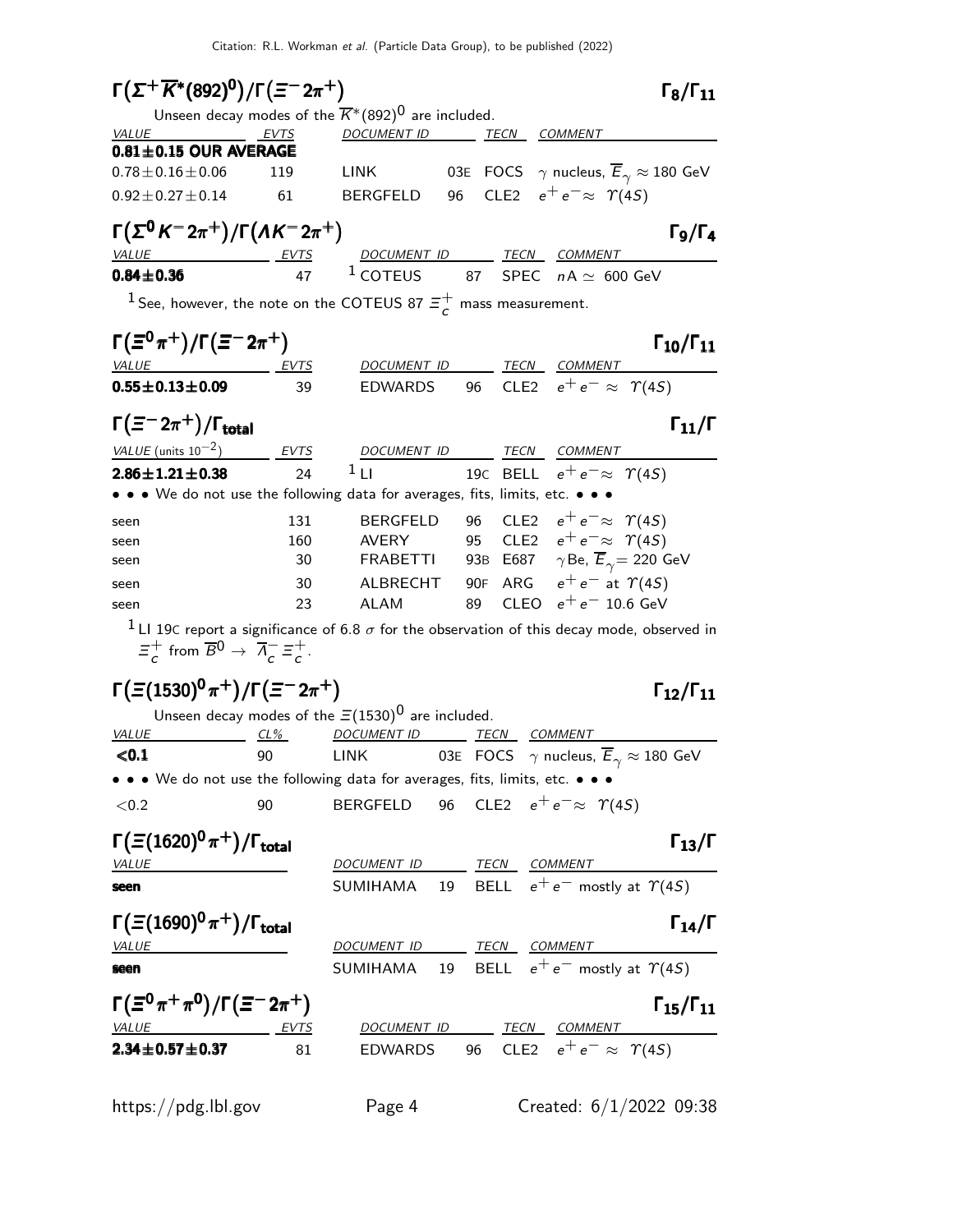### $\Gamma(\Sigma^+ \overline{K}^*(892)^0)/\Gamma(\Xi^- 2\pi^+)$ — $\Gamma_8/\Gamma_{11}$

Unseen decay modes of the $\overline{K}^*(892)^0$ are included.

| VALUE | EVTS | DOCUMENT ID | | TECN | COMMENT |
|---|---|---|---|---|---|
| **0.81±0.15 OUR AVERAGE** | | | | | |
| $0.78\pm0.16\pm0.06$ | 119 | LINK | 03E | FOCS | $\gamma$ nucleus, $\overline{E}_\gamma \approx 180$ GeV |
| $0.92\pm0.27\pm0.14$ | 61 | BERGFELD | 96 | CLE2 | $e^+e^- \approx \Upsilon(4S)$ |

### $\Gamma(\Sigma^0 K^- 2\pi^+)/\Gamma(\Lambda K^- 2\pi^+)$ — $\Gamma_9/\Gamma_4$

| VALUE | EVTS | DOCUMENT ID | | TECN | COMMENT |
|---|---|---|---|---|---|
| **0.84±0.36** | 47 | [1] COTEUS | 87 | SPEC | $nA \simeq 600$ GeV |

[1] See, however, the note on the COTEUS 87 $\Xi_c^+$ mass measurement.

### $\Gamma(\Xi^0 \pi^+)/\Gamma(\Xi^- 2\pi^+)$ — $\Gamma_{10}/\Gamma_{11}$

| VALUE | EVTS | DOCUMENT ID | | TECN | COMMENT |
|---|---|---|---|---|---|
| **0.55±0.13±0.09** | 39 | EDWARDS | 96 | CLE2 | $e^+e^- \approx \Upsilon(4S)$ |

### $\Gamma(\Xi^- 2\pi^+)/\Gamma_{\text{total}}$ — $\Gamma_{11}/\Gamma$

| VALUE (units $10^{-2}$) | EVTS | DOCUMENT ID | | TECN | COMMENT |
|---|---|---|---|---|---|
| **2.86±1.21±0.38** | 24 | [1] LI | 19C | BELL | $e^+e^- \approx \Upsilon(4S)$ |
| • • • We do not use the following data for averages, fits, limits, etc. • • • | | | | | |
| seen | 131 | BERGFELD | 96 | CLE2 | $e^+e^- \approx \Upsilon(4S)$ |
| seen | 160 | AVERY | 95 | CLE2 | $e^+e^- \approx \Upsilon(4S)$ |
| seen | 30 | FRABETTI | 93B | E687 | $\gamma$Be, $\overline{E}_\gamma = 220$ GeV |
| seen | 30 | ALBRECHT | 90F | ARG | $e^+e^-$ at $\Upsilon(4S)$ |
| seen | 23 | ALAM | 89 | CLEO | $e^+e^-$ 10.6 GeV |

[1] LI 19C report a significance of 6.8 $\sigma$ for the observation of this decay mode, observed in $\Xi_c^+$ from $\overline{B}^0 \to \overline{\Lambda}_c^- \Xi_c^+$.

### $\Gamma(\Xi(1530)^0 \pi^+)/\Gamma(\Xi^- 2\pi^+)$ — $\Gamma_{12}/\Gamma_{11}$

Unseen decay modes of the $\Xi(1530)^0$ are included.

| VALUE | CL% | DOCUMENT ID | | TECN | COMMENT |
|---|---|---|---|---|---|
| **<0.1** | 90 | LINK | 03E | FOCS | $\gamma$ nucleus, $\overline{E}_\gamma \approx 180$ GeV |
| • • • We do not use the following data for averages, fits, limits, etc. • • • | | | | | |
| <0.2 | 90 | BERGFELD | 96 | CLE2 | $e^+e^- \approx \Upsilon(4S)$ |

### $\Gamma(\Xi(1620)^0 \pi^+)/\Gamma_{\text{total}}$ — $\Gamma_{13}/\Gamma$

| VALUE | DOCUMENT ID | | TECN | COMMENT |
|---|---|---|---|---|
| **seen** | SUMIHAMA | 19 | BELL | $e^+e^-$ mostly at $\Upsilon(4S)$ |

### $\Gamma(\Xi(1690)^0 \pi^+)/\Gamma_{\text{total}}$ — $\Gamma_{14}/\Gamma$

| VALUE | DOCUMENT ID | | TECN | COMMENT |
|---|---|---|---|---|
| **seen** | SUMIHAMA | 19 | BELL | $e^+e^-$ mostly at $\Upsilon(4S)$ |

### $\Gamma(\Xi^0 \pi^+ \pi^0)/\Gamma(\Xi^- 2\pi^+)$ — $\Gamma_{15}/\Gamma_{11}$

| VALUE | EVTS | DOCUMENT ID | | TECN | COMMENT |
|---|---|---|---|---|---|
| **2.34±0.57±0.37** | 81 | EDWARDS | 96 | CLE2 | $e^+e^- \approx \Upsilon(4S)$ |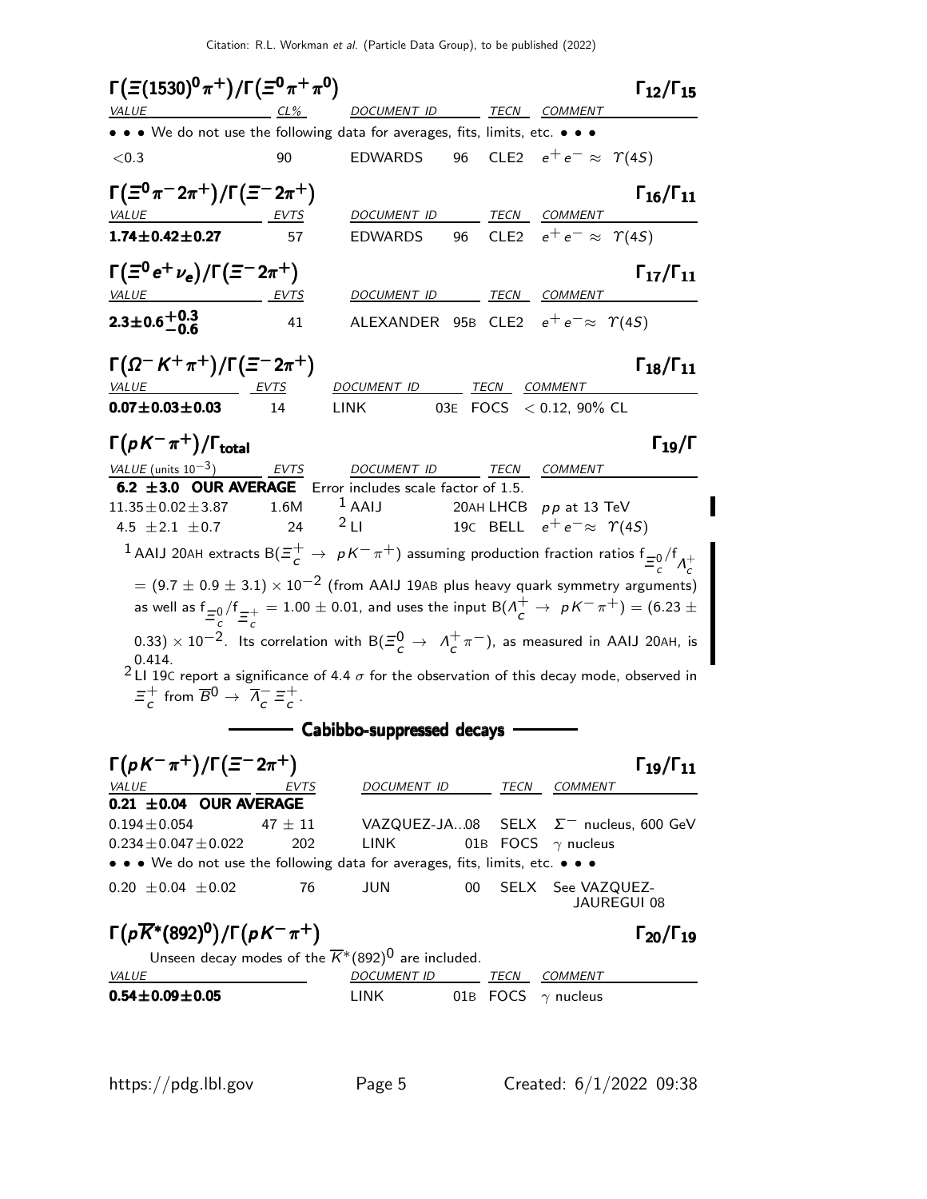### $\Gamma(\Xi(1530)^0\pi^+)/\Gamma(\Xi^0\pi^+\pi^0)$ — $\Gamma_{12}/\Gamma_{15}$

| VALUE | CL% | DOCUMENT ID | | TECN | COMMENT |
|---|---|---|---|---|---|
| • • • We do not use the following data for averages, fits, limits, etc. • • • | | | | | |
| $<0.3$ | 90 | EDWARDS | 96 | CLE2 | $e^+e^- \approx \Upsilon(4S)$ |

### $\Gamma(\Xi^0\pi^-2\pi^+)/\Gamma(\Xi^-2\pi^+)$ — $\Gamma_{16}/\Gamma_{11}$

| VALUE | EVTS | DOCUMENT ID | | TECN | COMMENT |
|---|---|---|---|---|---|
| **$1.74\pm0.42\pm0.27$** | 57 | EDWARDS | 96 | CLE2 | $e^+e^- \approx \Upsilon(4S)$ |

### $\Gamma(\Xi^0 e^+\nu_e)/\Gamma(\Xi^-2\pi^+)$ — $\Gamma_{17}/\Gamma_{11}$

| VALUE | EVTS | DOCUMENT ID | | TECN | COMMENT |
|---|---|---|---|---|---|
| **$2.3\pm0.6^{+0.3}_{-0.6}$** | 41 | ALEXANDER | 95B | CLE2 | $e^+e^- \approx \Upsilon(4S)$ |

### $\Gamma(\Omega^- K^+\pi^+)/\Gamma(\Xi^-2\pi^+)$ — $\Gamma_{18}/\Gamma_{11}$

| VALUE | EVTS | DOCUMENT ID | | TECN | COMMENT |
|---|---|---|---|---|---|
| **$0.07\pm0.03\pm0.03$** | 14 | LINK | 03E | FOCS | $<0.12$, 90% CL |

### $\Gamma(pK^-\pi^+)/\Gamma_{\text{total}}$ — $\Gamma_{19}/\Gamma$

| VALUE (units $10^{-3}$) | EVTS | DOCUMENT ID | | TECN | COMMENT |
|---|---|---|---|---|---|
| **6.2 $\pm$3.0 OUR AVERAGE** | | Error includes scale factor of 1.5. | | | |
| $11.35\pm0.02\pm3.87$ | 1.6M | AAIJ [1] | 20AH | LHCB | $pp$ at 13 TeV |
| $4.5\ \pm2.1\ \pm0.7$ | 24 | LI [2] | 19C | BELL | $e^+e^- \approx \Upsilon(4S)$ |

[1] AAIJ 20AH extracts $B(\Xi_c^+ \to pK^-\pi^+)$ assuming production fraction ratios $f_{\Xi_c^0}/f_{\Lambda_c^+} = (9.7\pm0.9\pm3.1)\times10^{-2}$ (from AAIJ 19AB plus heavy quark symmetry arguments) as well as $f_{\Xi_c^0}/f_{\Xi_c^+} = 1.00\pm0.01$, and uses the input $B(\Lambda_c^+ \to pK^-\pi^+) = (6.23\pm0.33)\times10^{-2}$. Its correlation with $B(\Xi_c^0 \to \Lambda_c^+\pi^-)$, as measured in AAIJ 20AH, is 0.414.

[2] LI 19C report a significance of 4.4 $\sigma$ for the observation of this decay mode, observed in $\Xi_c^+$ from $\overline{B}^0 \to \overline{\Lambda}_c^-\Xi_c^+$.

## Cabibbo-suppressed decays

### $\Gamma(pK^-\pi^+)/\Gamma(\Xi^-2\pi^+)$ — $\Gamma_{19}/\Gamma_{11}$

| VALUE | EVTS | DOCUMENT ID | | TECN | COMMENT |
|---|---|---|---|---|---|
| **0.21 $\pm$0.04 OUR AVERAGE** | | | | | |
| $0.194\pm0.054$ | $47\pm11$ | VAZQUEZ-JA... | 08 | SELX | $\Sigma^-$ nucleus, 600 GeV |
| $0.234\pm0.047\pm0.022$ | 202 | LINK | 01B | FOCS | $\gamma$ nucleus |
| • • • We do not use the following data for averages, fits, limits, etc. • • • | | | | | |
| $0.20\ \pm0.04\ \pm0.02$ | 76 | JUN | 00 | SELX | See VAZQUEZ-JAUREGUI 08 |

### $\Gamma(p\overline{K}^*(892)^0)/\Gamma(pK^-\pi^+)$ — $\Gamma_{20}/\Gamma_{19}$

Unseen decay modes of the $\overline{K}^*(892)^0$ are included.

| VALUE | DOCUMENT ID | | TECN | COMMENT |
|---|---|---|---|---|
| **$0.54\pm0.09\pm0.05$** | LINK | 01B | FOCS | $\gamma$ nucleus |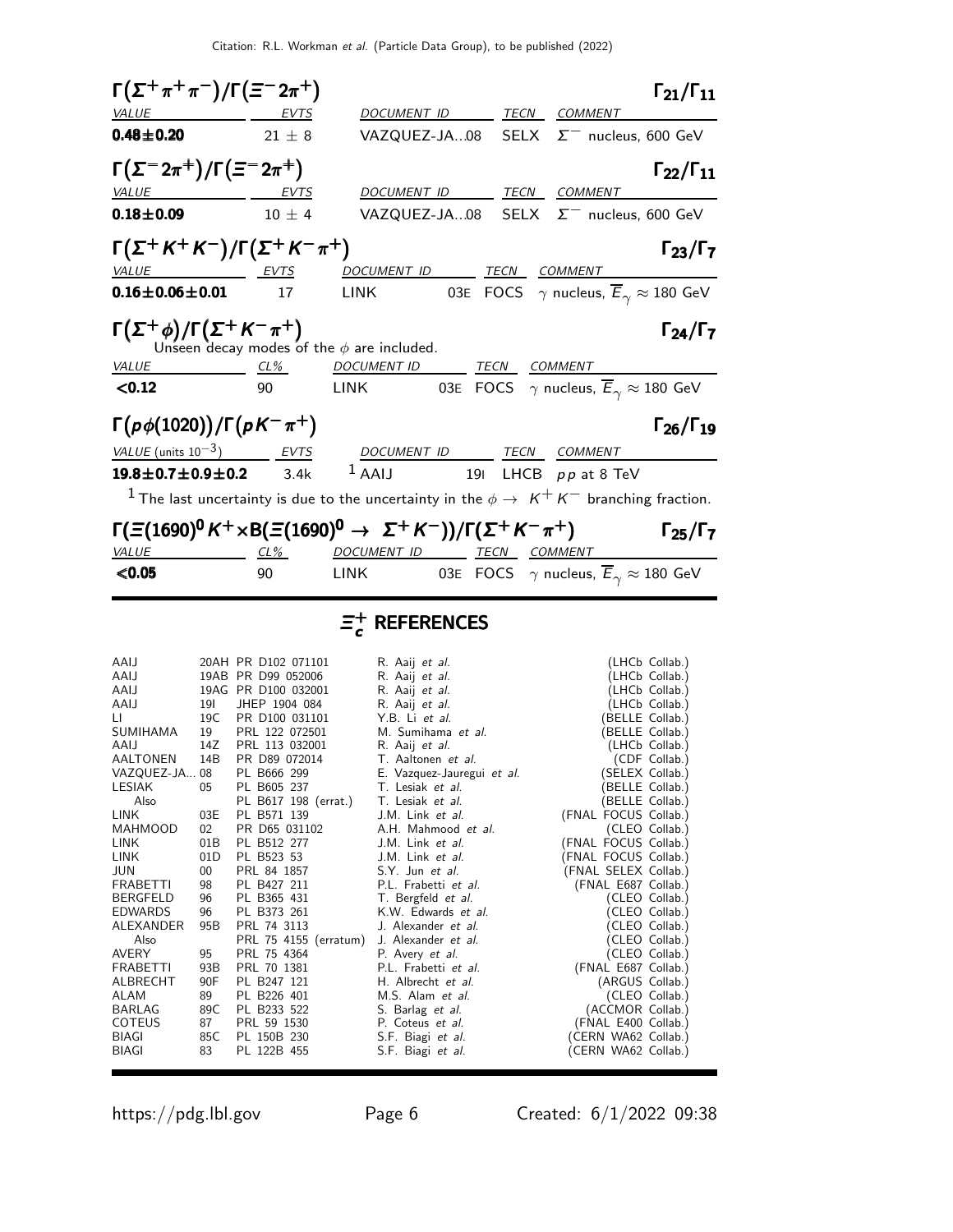### $\Gamma(\Sigma^+\pi^+\pi^-)/\Gamma(\Xi^-2\pi^+)$ — $\Gamma_{21}/\Gamma_{11}$

| VALUE | EVTS | DOCUMENT ID | TECN | COMMENT |
|---|---|---|---|---|
| **0.48±0.20** | 21 ± 8 | VAZQUEZ-JA...08 | SELX | $\Sigma^-$ nucleus, 600 GeV |

### $\Gamma(\Sigma^-2\pi^+)/\Gamma(\Xi^-2\pi^+)$ — $\Gamma_{22}/\Gamma_{11}$

| VALUE | EVTS | DOCUMENT ID | TECN | COMMENT |
|---|---|---|---|---|
| **0.18±0.09** | 10 ± 4 | VAZQUEZ-JA...08 | SELX | $\Sigma^-$ nucleus, 600 GeV |

### $\Gamma(\Sigma^+K^+K^-)/\Gamma(\Sigma^+K^-\pi^+)$ — $\Gamma_{23}/\Gamma_7$

| VALUE | EVTS | DOCUMENT ID | | TECN | COMMENT |
|---|---|---|---|---|---|
| **0.16±0.06±0.01** | 17 | LINK | 03E | FOCS | $\gamma$ nucleus, $\overline{E}_\gamma \approx$ 180 GeV |

### $\Gamma(\Sigma^+\phi)/\Gamma(\Sigma^+K^-\pi^+)$ — $\Gamma_{24}/\Gamma_7$

Unseen decay modes of the $\phi$ are included.

| VALUE | CL% | DOCUMENT ID | | TECN | COMMENT |
|---|---|---|---|---|---|
| **<0.12** | 90 | LINK | 03E | FOCS | $\gamma$ nucleus, $\overline{E}_\gamma \approx$ 180 GeV |

### $\Gamma(p\phi(1020))/\Gamma(pK^-\pi^+)$ — $\Gamma_{26}/\Gamma_{19}$

| VALUE (units $10^{-3}$) | EVTS | DOCUMENT ID | | TECN | COMMENT |
|---|---|---|---|---|---|
| **19.8±0.7±0.9±0.2** | 3.4k | [1] AAIJ | 19I | LHCB | $pp$ at 8 TeV |

[1] The last uncertainty is due to the uncertainty in the $\phi \rightarrow K^+K^-$ branching fraction.

### $\Gamma(\Xi(1690)^0K^+ \times B(\Xi(1690)^0 \rightarrow \Sigma^+K^-))/\Gamma(\Sigma^+K^-\pi^+)$ — $\Gamma_{25}/\Gamma_7$

| VALUE | CL% | DOCUMENT ID | | TECN | COMMENT |
|---|---|---|---|---|---|
| **<0.05** | 90 | LINK | 03E | FOCS | $\gamma$ nucleus, $\overline{E}_\gamma \approx$ 180 GeV |

## $\Xi_c^+$ REFERENCES

| | | | | |
|---|---|---|---|---|
| AAIJ | 20AH | PR D102 071101 | R. Aaij *et al.* | (LHCb Collab.) |
| AAIJ | 19AB | PR D99 052006 | R. Aaij *et al.* | (LHCb Collab.) |
| AAIJ | 19AG | PR D100 032001 | R. Aaij *et al.* | (LHCb Collab.) |
| AAIJ | 19I | JHEP 1904 084 | R. Aaij *et al.* | (LHCb Collab.) |
| LI | 19C | PR D100 031101 | Y.B. Li *et al.* | (BELLE Collab.) |
| SUMIHAMA | 19 | PRL 122 072501 | M. Sumihama *et al.* | (BELLE Collab.) |
| AAIJ | 14Z | PRL 113 032001 | R. Aaij *et al.* | (LHCb Collab.) |
| AALTONEN | 14B | PR D89 072014 | T. Aaltonen *et al.* | (CDF Collab.) |
| VAZQUEZ-JA... | 08 | PL B666 299 | E. Vazquez-Jauregui *et al.* | (SELEX Collab.) |
| LESIAK | 05 | PL B605 237 | T. Lesiak *et al.* | (BELLE Collab.) |
| Also | | PL B617 198 (errat.) | T. Lesiak *et al.* | (BELLE Collab.) |
| LINK | 03E | PL B571 139 | J.M. Link *et al.* | (FNAL FOCUS Collab.) |
| MAHMOOD | 02 | PR D65 031102 | A.H. Mahmood *et al.* | (CLEO Collab.) |
| LINK | 01B | PL B512 277 | J.M. Link *et al.* | (FNAL FOCUS Collab.) |
| LINK | 01D | PL B523 53 | J.M. Link *et al.* | (FNAL FOCUS Collab.) |
| JUN | 00 | PRL 84 1857 | S.Y. Jun *et al.* | (FNAL SELEX Collab.) |
| FRABETTI | 98 | PL B427 211 | P.L. Frabetti *et al.* | (FNAL E687 Collab.) |
| BERGFELD | 96 | PL B365 431 | T. Bergfeld *et al.* | (CLEO Collab.) |
| EDWARDS | 96 | PL B373 261 | K.W. Edwards *et al.* | (CLEO Collab.) |
| ALEXANDER | 95B | PRL 74 3113 | J. Alexander *et al.* | (CLEO Collab.) |
| Also | | PRL 75 4155 (erratum) | J. Alexander *et al.* | (CLEO Collab.) |
| AVERY | 95 | PRL 75 4364 | P. Avery *et al.* | (CLEO Collab.) |
| FRABETTI | 93B | PRL 70 1381 | P.L. Frabetti *et al.* | (FNAL E687 Collab.) |
| ALBRECHT | 90F | PL B247 121 | H. Albrecht *et al.* | (ARGUS Collab.) |
| ALAM | 89 | PL B226 401 | M.S. Alam *et al.* | (CLEO Collab.) |
| BARLAG | 89C | PL B233 522 | S. Barlag *et al.* | (ACCMOR Collab.) |
| COTEUS | 87 | PRL 59 1530 | P. Coteus *et al.* | (FNAL E400 Collab.) |
| BIAGI | 85C | PL 150B 230 | S.F. Biagi *et al.* | (CERN WA62 Collab.) |
| BIAGI | 83 | PL 122B 455 | S.F. Biagi *et al.* | (CERN WA62 Collab.) |